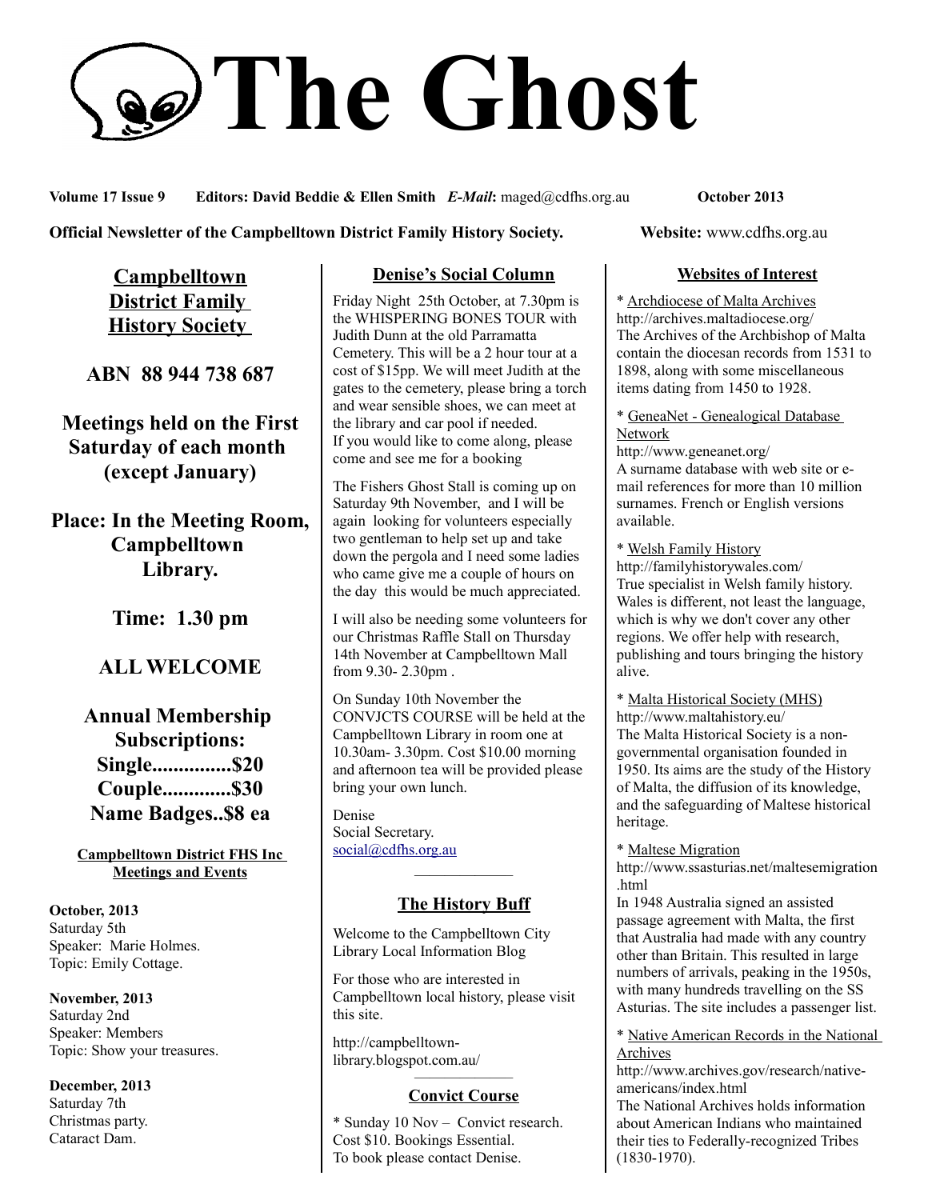# The Ghost

**Volume 17 Issue 9** **Editors: David Beddie & Ellen Smith** ***E-Mail*****:** maged@cdfhs.org.au **October 2013**

**Official Newsletter of the Campbelltown District Family History Society.** **Website:** www.cdfhs.org.au

## Campbelltown District Family History Society

**ABN 88 944 738 687**

**Meetings held on the First Saturday of each month (except January)**

**Place: In the Meeting Room, Campbelltown Library.**

**Time: 1.30 pm**

**ALL WELCOME**

**Annual Membership Subscriptions:**
**Single...............$20**
**Couple.............$30**
**Name Badges..$8 ea**

### Campbelltown District FHS Inc Meetings and Events

**October, 2013**
Saturday 5th
Speaker: Marie Holmes.
Topic: Emily Cottage.

**November, 2013**
Saturday 2nd
Speaker: Members
Topic: Show your treasures.

**December, 2013**
Saturday 7th
Christmas party.
Cataract Dam.

## Denise's Social Column

Friday Night 25th October, at 7.30pm is the WHISPERING BONES TOUR with Judith Dunn at the old Parramatta Cemetery. This will be a 2 hour tour at a cost of $15pp. We will meet Judith at the gates to the cemetery, please bring a torch and wear sensible shoes, we can meet at the library and car pool if needed.
If you would like to come along, please come and see me for a booking

The Fishers Ghost Stall is coming up on Saturday 9th November, and I will be again looking for volunteers especially two gentleman to help set up and take down the pergola and I need some ladies who came give me a couple of hours on the day this would be much appreciated.

I will also be needing some volunteers for our Christmas Raffle Stall on Thursday 14th November at Campbelltown Mall from 9.30- 2.30pm .

On Sunday 10th November the CONVJCTS COURSE will be held at the Campbelltown Library in room one at 10.30am- 3.30pm. Cost $10.00 morning and afternoon tea will be provided please bring your own lunch.

Denise
Social Secretary.
social@cdfhs.org.au

## The History Buff

Welcome to the Campbelltown City Library Local Information Blog

For those who are interested in Campbelltown local history, please visit this site.

http://campbelltown-library.blogspot.com.au/

## Convict Course

* Sunday 10 Nov – Convict research. Cost $10. Bookings Essential. To book please contact Denise.

## Websites of Interest

* Archdiocese of Malta Archives
http://archives.maltadiocese.org/
The Archives of the Archbishop of Malta contain the diocesan records from 1531 to 1898, along with some miscellaneous items dating from 1450 to 1928.

* GeneaNet - Genealogical Database Network
http://www.geneanet.org/
A surname database with web site or e-mail references for more than 10 million surnames. French or English versions available.

* Welsh Family History
http://familyhistorywales.com/
True specialist in Welsh family history. Wales is different, not least the language, which is why we don't cover any other regions. We offer help with research, publishing and tours bringing the history alive.

* Malta Historical Society (MHS)
http://www.maltahistory.eu/
The Malta Historical Society is a non-governmental organisation founded in 1950. Its aims are the study of the History of Malta, the diffusion of its knowledge, and the safeguarding of Maltese historical heritage.

* Maltese Migration
http://www.ssasturias.net/maltesemigration.html
In 1948 Australia signed an assisted passage agreement with Malta, the first that Australia had made with any country other than Britain. This resulted in large numbers of arrivals, peaking in the 1950s, with many hundreds travelling on the SS Asturias. The site includes a passenger list.

* Native American Records in the National Archives
http://www.archives.gov/research/native-americans/index.html
The National Archives holds information about American Indians who maintained their ties to Federally-recognized Tribes (1830-1970).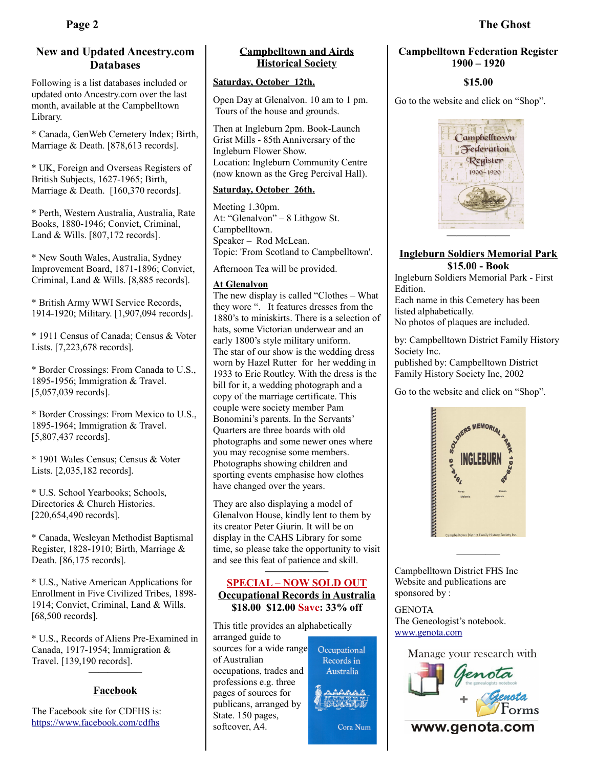## New and Updated Ancestry.com Databases

Following is a list databases included or updated onto Ancestry.com over the last month, available at the Campbelltown Library.

* Canada, GenWeb Cemetery Index; Birth, Marriage & Death. [878,613 records].

* UK, Foreign and Overseas Registers of British Subjects, 1627-1965; Birth, Marriage & Death. [160,370 records].

* Perth, Western Australia, Australia, Rate Books, 1880-1946; Convict, Criminal, Land & Wills. [807,172 records].

* New South Wales, Australia, Sydney Improvement Board, 1871-1896; Convict, Criminal, Land & Wills. [8,885 records].

* British Army WWI Service Records, 1914-1920; Military. [1,907,094 records].

* 1911 Census of Canada; Census & Voter Lists. [7,223,678 records].

* Border Crossings: From Canada to U.S., 1895-1956; Immigration & Travel. [5,057,039 records].

* Border Crossings: From Mexico to U.S., 1895-1964; Immigration & Travel. [5,807,437 records].

* 1901 Wales Census; Census & Voter Lists. [2,035,182 records].

* U.S. School Yearbooks; Schools, Directories & Church Histories. [220,654,490 records].

* Canada, Wesleyan Methodist Baptismal Register, 1828-1910; Birth, Marriage & Death. [86,175 records].

* U.S., Native American Applications for Enrollment in Five Civilized Tribes, 1898-1914; Convict, Criminal, Land & Wills. [68,500 records].

* U.S., Records of Aliens Pre-Examined in Canada, 1917-1954; Immigration & Travel. [139,190 records].

---

## Facebook

The Facebook site for CDFHS is: https://www.facebook.com/cdfhs

## Campbelltown and Airds Historical Society

**Saturday, October 12th.**

Open Day at Glenalvon. 10 am to 1 pm. Tours of the house and grounds.

Then at Ingleburn 2pm. Book-Launch Grist Mills - 85th Anniversary of the Ingleburn Flower Show.
Location: Ingleburn Community Centre (now known as the Greg Percival Hall).

**Saturday, October 26th.**

Meeting 1.30pm.
At: "Glenalvon" – 8 Lithgow St. Campbelltown.
Speaker – Rod McLean.
Topic: 'From Scotland to Campbelltown'.

Afternoon Tea will be provided.

**At Glenalvon**
The new display is called "Clothes – What they wore ". It features dresses from the 1880's to miniskirts. There is a selection of hats, some Victorian underwear and an early 1800's style military uniform.
The star of our show is the wedding dress worn by Hazel Rutter for her wedding in 1933 to Eric Routley. With the dress is the bill for it, a wedding photograph and a copy of the marriage certificate. This couple were society member Pam Bonomini's parents. In the Servants' Quarters are three boards with old photographs and some newer ones where you may recognise some members. Photographs showing children and sporting events emphasise how clothes have changed over the years.

They are also displaying a model of Glenalvon House, kindly lent to them by its creator Peter Giurin. It will be on display in the CAHS Library for some time, so please take the opportunity to visit and see this feat of patience and skill.

---

## SPECIAL – NOW SOLD OUT
## Occupational Records in Australia
**~~$18.00~~ $12.00 Save: 33% off**

This title provides an alphabetically arranged guide to sources for a wide range of Australian occupations, trades and professions e.g. three pages of sources for publicans, arranged by State. 150 pages, softcover, A4.

## Campbelltown Federation Register 1900 – 1920

**$15.00**

Go to the website and click on "Shop".

---

## Ingleburn Soldiers Memorial Park
**$15.00 - Book**

Ingleburn Soldiers Memorial Park - First Edition.
Each name in this Cemetery has been listed alphabetically.
No photos of plaques are included.

by: Campbelltown District Family History Society Inc.
published by: Campbelltown District Family History Society Inc, 2002

Go to the website and click on "Shop".

---

Campbelltown District FHS Inc Website and publications are sponsored by :

GENOTA
The Geneologist's notebook.
www.genota.com